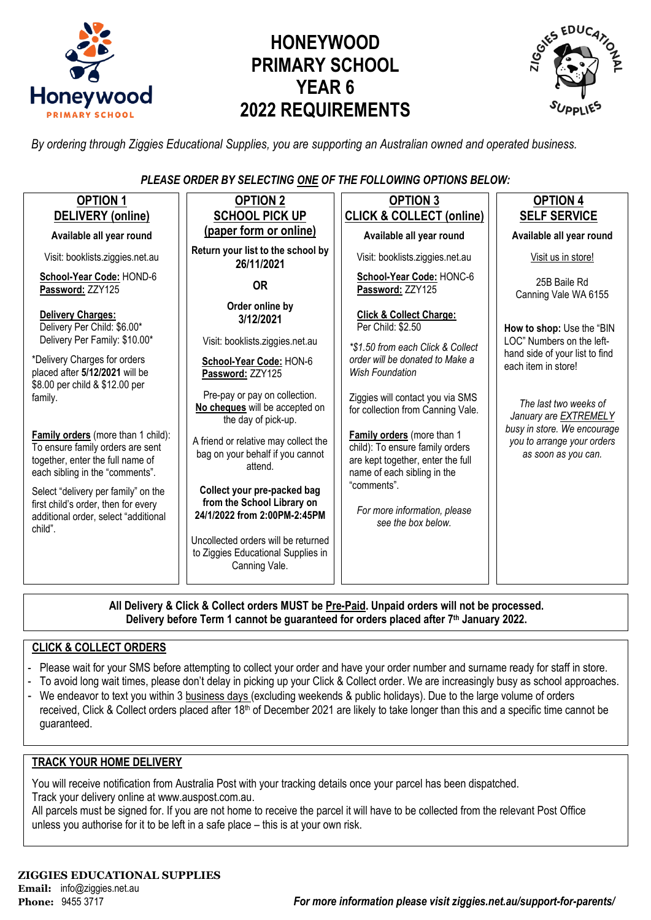# HONEYWOOD PRIMARY SCHOOL YEAR 6 2022 REQUIREMENTS

*By ordering through Ziggies Educational Supplies, you are supporting an Australian owned and operated business.*

***PLEASE ORDER BY SELECTING ONE OF THE FOLLOWING OPTIONS BELOW:***

## OPTION 1 — DELIVERY (online)

**Available all year round**

Visit: booklists.ziggies.net.au

**School-Year Code:** HOND-6
**Password:** ZZY125

**Delivery Charges:**
Delivery Per Child: $6.00*
Delivery Per Family: $10.00*

*Delivery Charges for orders placed after **5/12/2021** will be $8.00 per child & $12.00 per family.

**Family orders** (more than 1 child): To ensure family orders are sent together, enter the full name of each sibling in the "comments".

Select "delivery per family" on the first child's order, then for every additional order, select "additional child".

## OPTION 2 — SCHOOL PICK UP (paper form or online)

**Return your list to the school by 26/11/2021**

**OR**

**Order online by 3/12/2021**

Visit: booklists.ziggies.net.au

**School-Year Code:** HON-6
**Password:** ZZY125

Pre-pay or pay on collection. **No cheques** will be accepted on the day of pick-up.

A friend or relative may collect the bag on your behalf if you cannot attend.

**Collect your pre-packed bag from the School Library on 24/1/2022 from 2:00PM-2:45PM**

Uncollected orders will be returned to Ziggies Educational Supplies in Canning Vale.

## OPTION 3 — CLICK & COLLECT (online)

**Available all year round**

Visit: booklists.ziggies.net.au

**School-Year Code:** HONC-6
**Password:** ZZY125

**Click & Collect Charge:**
Per Child: $2.50

*\*$1.50 from each Click & Collect order will be donated to Make a Wish Foundation*

Ziggies will contact you via SMS for collection from Canning Vale.

**Family orders** (more than 1 child): To ensure family orders are kept together, enter the full name of each sibling in the "comments".

*For more information, please see the box below.*

## OPTION 4 — SELF SERVICE

**Available all year round**

Visit us in store!

25B Baile Rd
Canning Vale WA 6155

**How to shop:** Use the "BIN LOC" Numbers on the left-hand side of your list to find each item in store!

*The last two weeks of January are EXTREMELY busy in store. We encourage you to arrange your orders as soon as you can.*

---

**All Delivery & Click & Collect orders MUST be Pre-Paid. Unpaid orders will not be processed.**
**Delivery before Term 1 cannot be guaranteed for orders placed after 7th January 2022.**

## CLICK & COLLECT ORDERS

- Please wait for your SMS before attempting to collect your order and have your order number and surname ready for staff in store.
- To avoid long wait times, please don't delay in picking up your Click & Collect order. We are increasingly busy as school approaches.
- We endeavor to text you within 3 business days (excluding weekends & public holidays). Due to the large volume of orders received, Click & Collect orders placed after 18th of December 2021 are likely to take longer than this and a specific time cannot be guaranteed.

## TRACK YOUR HOME DELIVERY

You will receive notification from Australia Post with your tracking details once your parcel has been dispatched.
Track your delivery online at www.auspost.com.au.
All parcels must be signed for. If you are not home to receive the parcel it will have to be collected from the relevant Post Office unless you authorise for it to be left in a safe place – this is at your own risk.

**ZIGGIES EDUCATIONAL SUPPLIES**
**Email:** info@ziggies.net.au
**Phone:** 9455 3717

***For more information please visit ziggies.net.au/support-for-parents/***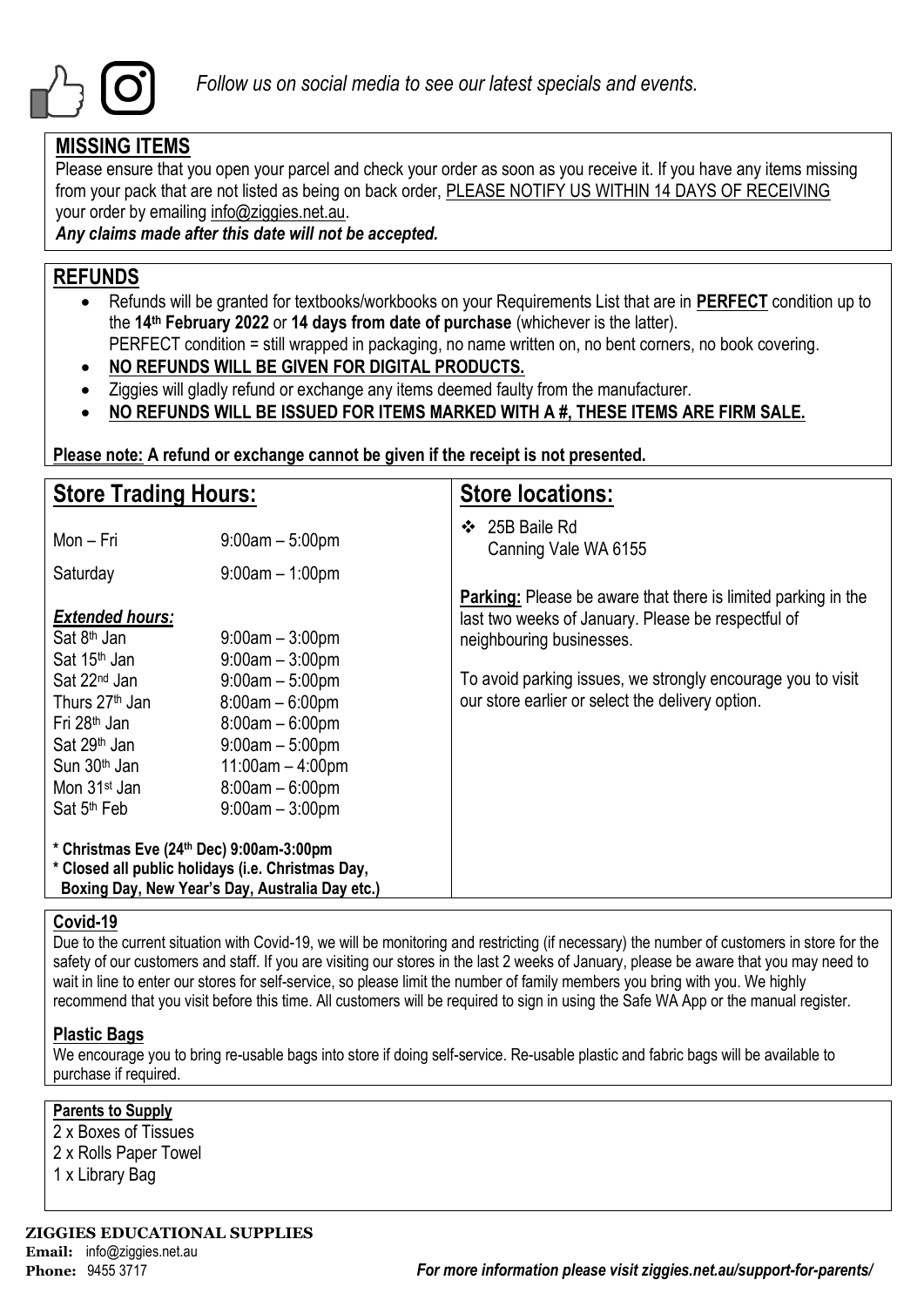*Follow us on social media to see our latest specials and events.*

## MISSING ITEMS

Please ensure that you open your parcel and check your order as soon as you receive it. If you have any items missing from your pack that are not listed as being on back order, PLEASE NOTIFY US WITHIN 14 DAYS OF RECEIVING your order by emailing info@ziggies.net.au.

***Any claims made after this date will not be accepted.***

## REFUNDS

- Refunds will be granted for textbooks/workbooks on your Requirements List that are in **PERFECT** condition up to the **14th February 2022** or **14 days from date of purchase** (whichever is the latter).
  PERFECT condition = still wrapped in packaging, no name written on, no bent corners, no book covering.
- **NO REFUNDS WILL BE GIVEN FOR DIGITAL PRODUCTS.**
- Ziggies will gladly refund or exchange any items deemed faulty from the manufacturer.
- **NO REFUNDS WILL BE ISSUED FOR ITEMS MARKED WITH A #, THESE ITEMS ARE FIRM SALE.**

**Please note: A refund or exchange cannot be given if the receipt is not presented.**

## Store Trading Hours:

| | |
|---|---|
| Mon – Fri | 9:00am – 5:00pm |
| Saturday | 9:00am – 1:00pm |

***Extended hours:***

| | |
|---|---|
| Sat 8th Jan | 9:00am – 3:00pm |
| Sat 15th Jan | 9:00am – 3:00pm |
| Sat 22nd Jan | 9:00am – 5:00pm |
| Thurs 27th Jan | 8:00am – 6:00pm |
| Fri 28th Jan | 8:00am – 6:00pm |
| Sat 29th Jan | 9:00am – 5:00pm |
| Sun 30th Jan | 11:00am – 4:00pm |
| Mon 31st Jan | 8:00am – 6:00pm |
| Sat 5th Feb | 9:00am – 3:00pm |

**\* Christmas Eve (24th Dec) 9:00am-3:00pm**
**\* Closed all public holidays (i.e. Christmas Day, Boxing Day, New Year's Day, Australia Day etc.)**

## Store locations:

- 25B Baile Rd
  Canning Vale WA 6155

**Parking:** Please be aware that there is limited parking in the last two weeks of January. Please be respectful of neighbouring businesses.

To avoid parking issues, we strongly encourage you to visit our store earlier or select the delivery option.

### Covid-19

Due to the current situation with Covid-19, we will be monitoring and restricting (if necessary) the number of customers in store for the safety of our customers and staff. If you are visiting our stores in the last 2 weeks of January, please be aware that you may need to wait in line to enter our stores for self-service, so please limit the number of family members you bring with you. We highly recommend that you visit before this time. All customers will be required to sign in using the Safe WA App or the manual register.

### Plastic Bags

We encourage you to bring re-usable bags into store if doing self-service. Re-usable plastic and fabric bags will be available to purchase if required.

### Parents to Supply

2 x Boxes of Tissues
2 x Rolls Paper Towel
1 x Library Bag

**ZIGGIES EDUCATIONAL SUPPLIES**
**Email:** info@ziggies.net.au
**Phone:** 9455 3717

***For more information please visit ziggies.net.au/support-for-parents/***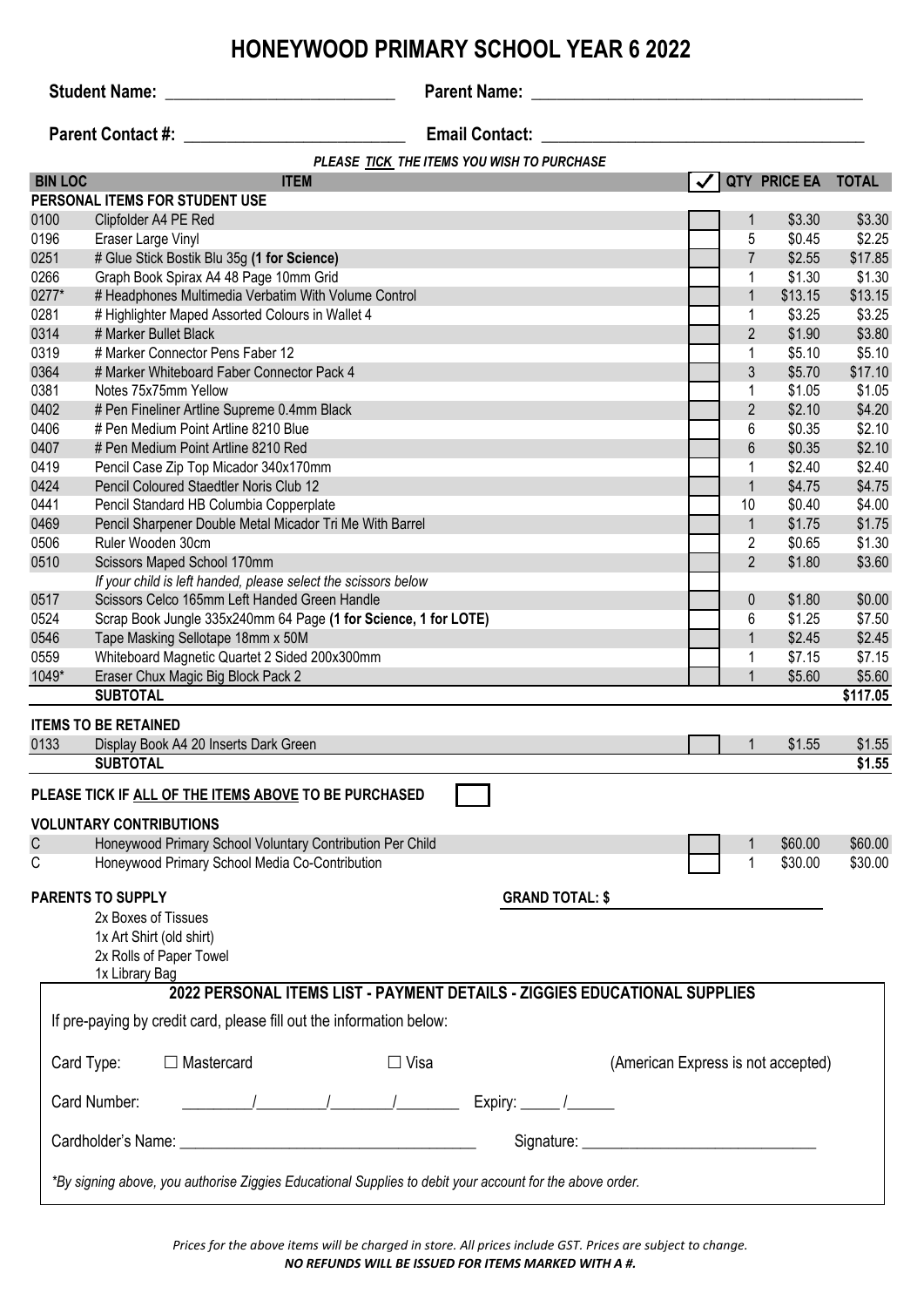# HONEYWOOD PRIMARY SCHOOL YEAR 6 2022

**Student Name:** ___________________________ **Parent Name:** _______________________________________

**Parent Contact #:** _________________________ **Email Contact:** _____________________________________

*PLEASE TICK THE ITEMS YOU WISH TO PURCHASE*

| BIN LOC | ITEM | ✓ | QTY | PRICE EA | TOTAL |
|---|---|---|---|---|---|
| | **PERSONAL ITEMS FOR STUDENT USE** | | | | |
| 0100 | Clipfolder A4 PE Red | | 1 | $3.30 | $3.30 |
| 0196 | Eraser Large Vinyl | | 5 | $0.45 | $2.25 |
| 0251 | # Glue Stick Bostik Blu 35g **(1 for Science)** | | 7 | $2.55 | $17.85 |
| 0266 | Graph Book Spirax A4 48 Page 10mm Grid | | 1 | $1.30 | $1.30 |
| 0277* | # Headphones Multimedia Verbatim With Volume Control | | 1 | $13.15 | $13.15 |
| 0281 | # Highlighter Maped Assorted Colours in Wallet 4 | | 1 | $3.25 | $3.25 |
| 0314 | # Marker Bullet Black | | 2 | $1.90 | $3.80 |
| 0319 | # Marker Connector Pens Faber 12 | | 1 | $5.10 | $5.10 |
| 0364 | # Marker Whiteboard Faber Connector Pack 4 | | 3 | $5.70 | $17.10 |
| 0381 | Notes 75x75mm Yellow | | 1 | $1.05 | $1.05 |
| 0402 | # Pen Fineliner Artline Supreme 0.4mm Black | | 2 | $2.10 | $4.20 |
| 0406 | # Pen Medium Point Artline 8210 Blue | | 6 | $0.35 | $2.10 |
| 0407 | # Pen Medium Point Artline 8210 Red | | 6 | $0.35 | $2.10 |
| 0419 | Pencil Case Zip Top Micador 340x170mm | | 1 | $2.40 | $2.40 |
| 0424 | Pencil Coloured Staedtler Noris Club 12 | | 1 | $4.75 | $4.75 |
| 0441 | Pencil Standard HB Columbia Copperplate | | 10 | $0.40 | $4.00 |
| 0469 | Pencil Sharpener Double Metal Micador Tri Me With Barrel | | 1 | $1.75 | $1.75 |
| 0506 | Ruler Wooden 30cm | | 2 | $0.65 | $1.30 |
| 0510 | Scissors Maped School 170mm | | 2 | $1.80 | $3.60 |
| | *If your child is left handed, please select the scissors below* | | | | |
| 0517 | Scissors Celco 165mm Left Handed Green Handle | | 0 | $1.80 | $0.00 |
| 0524 | Scrap Book Jungle 335x240mm 64 Page **(1 for Science, 1 for LOTE)** | | 6 | $1.25 | $7.50 |
| 0546 | Tape Masking Sellotape 18mm x 50M | | 1 | $2.45 | $2.45 |
| 0559 | Whiteboard Magnetic Quartet 2 Sided 200x300mm | | 1 | $7.15 | $7.15 |
| 1049* | Eraser Chux Magic Big Block Pack 2 | | 1 | $5.60 | $5.60 |
| | **SUBTOTAL** | | | | **$117.05** |
| | **ITEMS TO BE RETAINED** | | | | |
| 0133 | Display Book A4 20 Inserts Dark Green | | 1 | $1.55 | $1.55 |
| | **SUBTOTAL** | | | | **$1.55** |

**PLEASE TICK IF ALL OF THE ITEMS ABOVE TO BE PURCHASED** ☐

| | **VOLUNTARY CONTRIBUTIONS** | | | | |
|---|---|---|---|---|---|
| C | Honeywood Primary School Voluntary Contribution Per Child | | 1 | $60.00 | $60.00 |
| C | Honeywood Primary School Media Co-Contribution | | 1 | $30.00 | $30.00 |

**PARENTS TO SUPPLY**

- 2x Boxes of Tissues
- 1x Art Shirt (old shirt)
- 2x Rolls of Paper Towel
- 1x Library Bag

**GRAND TOTAL: $** ______________________

## 2022 PERSONAL ITEMS LIST - PAYMENT DETAILS - ZIGGIES EDUCATIONAL SUPPLIES

If pre-paying by credit card, please fill out the information below:

Card Type: ☐ Mastercard ☐ Visa (American Express is not accepted)

Card Number: _________/_________/________/________ Expiry: _____ /______

Cardholder's Name: _____________________________________ Signature: ______________________________

*By signing above, you authorise Ziggies Educational Supplies to debit your account for the above order.*

*Prices for the above items will be charged in store. All prices include GST. Prices are subject to change.*

***NO REFUNDS WILL BE ISSUED FOR ITEMS MARKED WITH A #.***